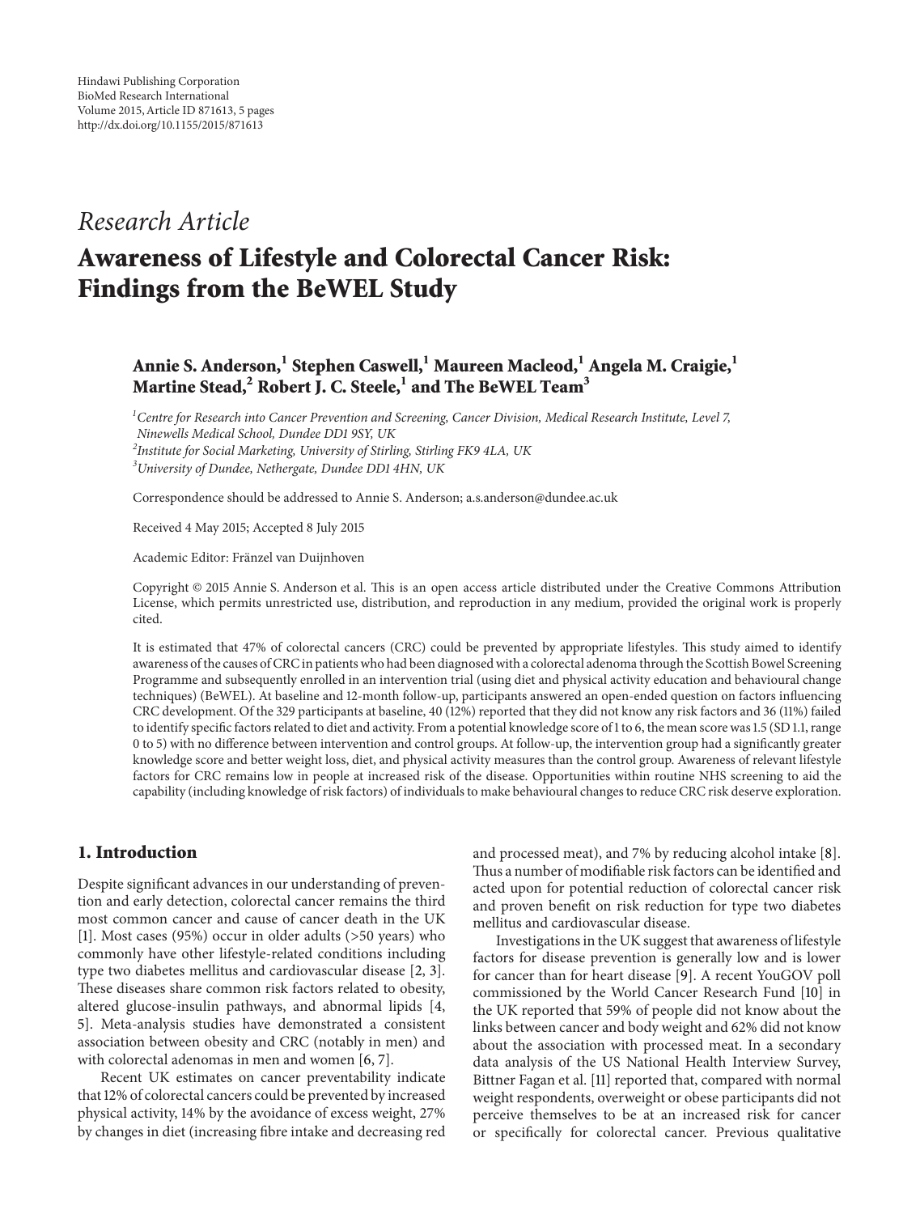Hindawi Publishing Corporation
BioMed Research International
Volume 2015, Article ID 871613, 5 pages
http://dx.doi.org/10.1155/2015/871613

*Research Article*

# Awareness of Lifestyle and Colorectal Cancer Risk: Findings from the BeWEL Study

**Annie S. Anderson,[1] Stephen Caswell,[1] Maureen Macleod,[1] Angela M. Craigie,[1] Martine Stead,[2] Robert J. C. Steele,[1] and The BeWEL Team[3]**

[1]*Centre for Research into Cancer Prevention and Screening, Cancer Division, Medical Research Institute, Level 7, Ninewells Medical School, Dundee DD1 9SY, UK*
[2]*Institute for Social Marketing, University of Stirling, Stirling FK9 4LA, UK*
[3]*University of Dundee, Nethergate, Dundee DD1 4HN, UK*

Correspondence should be addressed to Annie S. Anderson; a.s.anderson@dundee.ac.uk

Received 4 May 2015; Accepted 8 July 2015

Academic Editor: Fränzel van Duijnhoven

Copyright © 2015 Annie S. Anderson et al. This is an open access article distributed under the Creative Commons Attribution License, which permits unrestricted use, distribution, and reproduction in any medium, provided the original work is properly cited.

It is estimated that 47% of colorectal cancers (CRC) could be prevented by appropriate lifestyles. This study aimed to identify awareness of the causes of CRC in patients who had been diagnosed with a colorectal adenoma through the Scottish Bowel Screening Programme and subsequently enrolled in an intervention trial (using diet and physical activity education and behavioural change techniques) (BeWEL). At baseline and 12-month follow-up, participants answered an open-ended question on factors influencing CRC development. Of the 329 participants at baseline, 40 (12%) reported that they did not know any risk factors and 36 (11%) failed to identify specific factors related to diet and activity. From a potential knowledge score of 1 to 6, the mean score was 1.5 (SD 1.1, range 0 to 5) with no difference between intervention and control groups. At follow-up, the intervention group had a significantly greater knowledge score and better weight loss, diet, and physical activity measures than the control group. Awareness of relevant lifestyle factors for CRC remains low in people at increased risk of the disease. Opportunities within routine NHS screening to aid the capability (including knowledge of risk factors) of individuals to make behavioural changes to reduce CRC risk deserve exploration.

## 1. Introduction

Despite significant advances in our understanding of prevention and early detection, colorectal cancer remains the third most common cancer and cause of cancer death in the UK [1]. Most cases (95%) occur in older adults (>50 years) who commonly have other lifestyle-related conditions including type two diabetes mellitus and cardiovascular disease [2, 3]. These diseases share common risk factors related to obesity, altered glucose-insulin pathways, and abnormal lipids [4, 5]. Meta-analysis studies have demonstrated a consistent association between obesity and CRC (notably in men) and with colorectal adenomas in men and women [6, 7].

Recent UK estimates on cancer preventability indicate that 12% of colorectal cancers could be prevented by increased physical activity, 14% by the avoidance of excess weight, 27% by changes in diet (increasing fibre intake and decreasing red and processed meat), and 7% by reducing alcohol intake [8]. Thus a number of modifiable risk factors can be identified and acted upon for potential reduction of colorectal cancer risk and proven benefit on risk reduction for type two diabetes mellitus and cardiovascular disease.

Investigations in the UK suggest that awareness of lifestyle factors for disease prevention is generally low and is lower for cancer than for heart disease [9]. A recent YouGOV poll commissioned by the World Cancer Research Fund [10] in the UK reported that 59% of people did not know about the links between cancer and body weight and 62% did not know about the association with processed meat. In a secondary data analysis of the US National Health Interview Survey, Bittner Fagan et al. [11] reported that, compared with normal weight respondents, overweight or obese participants did not perceive themselves to be at an increased risk for cancer or specifically for colorectal cancer. Previous qualitative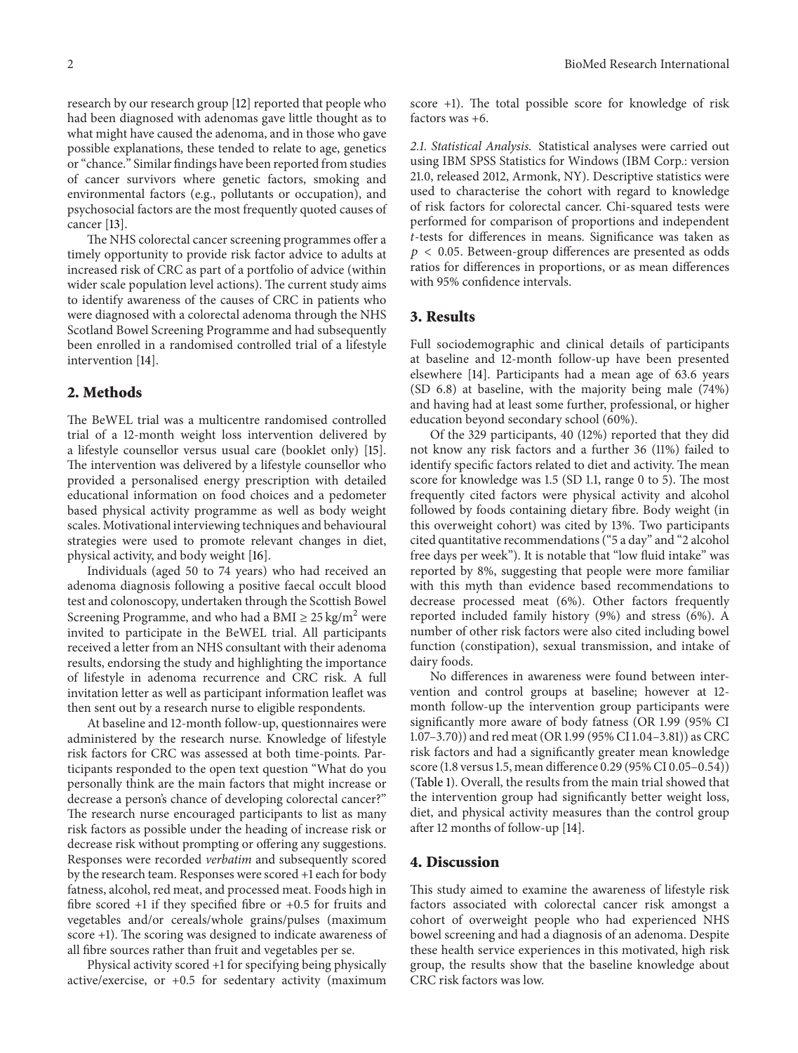research by our research group [12] reported that people who had been diagnosed with adenomas gave little thought as to what might have caused the adenoma, and in those who gave possible explanations, these tended to relate to age, genetics or "chance." Similar findings have been reported from studies of cancer survivors where genetic factors, smoking and environmental factors (e.g., pollutants or occupation), and psychosocial factors are the most frequently quoted causes of cancer [13].

The NHS colorectal cancer screening programmes offer a timely opportunity to provide risk factor advice to adults at increased risk of CRC as part of a portfolio of advice (within wider scale population level actions). The current study aims to identify awareness of the causes of CRC in patients who were diagnosed with a colorectal adenoma through the NHS Scotland Bowel Screening Programme and had subsequently been enrolled in a randomised controlled trial of a lifestyle intervention [14].

## 2. Methods

The BeWEL trial was a multicentre randomised controlled trial of a 12-month weight loss intervention delivered by a lifestyle counsellor versus usual care (booklet only) [15]. The intervention was delivered by a lifestyle counsellor who provided a personalised energy prescription with detailed educational information on food choices and a pedometer based physical activity programme as well as body weight scales. Motivational interviewing techniques and behavioural strategies were used to promote relevant changes in diet, physical activity, and body weight [16].

Individuals (aged 50 to 74 years) who had received an adenoma diagnosis following a positive faecal occult blood test and colonoscopy, undertaken through the Scottish Bowel Screening Programme, and who had a BMI $\geq 25\,\text{kg/m}^2$ were invited to participate in the BeWEL trial. All participants received a letter from an NHS consultant with their adenoma results, endorsing the study and highlighting the importance of lifestyle in adenoma recurrence and CRC risk. A full invitation letter as well as participant information leaflet was then sent out by a research nurse to eligible respondents.

At baseline and 12-month follow-up, questionnaires were administered by the research nurse. Knowledge of lifestyle risk factors for CRC was assessed at both time-points. Participants responded to the open text question "What do you personally think are the main factors that might increase or decrease a person's chance of developing colorectal cancer?" The research nurse encouraged participants to list as many risk factors as possible under the heading of increase risk or decrease risk without prompting or offering any suggestions. Responses were recorded *verbatim* and subsequently scored by the research team. Responses were scored +1 each for body fatness, alcohol, red meat, and processed meat. Foods high in fibre scored +1 if they specified fibre or +0.5 for fruits and vegetables and/or cereals/whole grains/pulses (maximum score +1). The scoring was designed to indicate awareness of all fibre sources rather than fruit and vegetables per se.

Physical activity scored +1 for specifying being physically active/exercise, or +0.5 for sedentary activity (maximum score +1). The total possible score for knowledge of risk factors was +6.

*2.1. Statistical Analysis.* Statistical analyses were carried out using IBM SPSS Statistics for Windows (IBM Corp.: version 21.0, released 2012, Armonk, NY). Descriptive statistics were used to characterise the cohort with regard to knowledge of risk factors for colorectal cancer. Chi-squared tests were performed for comparison of proportions and independent $t$-tests for differences in means. Significance was taken as $p < 0.05$. Between-group differences are presented as odds ratios for differences in proportions, or as mean differences with 95% confidence intervals.

## 3. Results

Full sociodemographic and clinical details of participants at baseline and 12-month follow-up have been presented elsewhere [14]. Participants had a mean age of 63.6 years (SD 6.8) at baseline, with the majority being male (74%) and having had at least some further, professional, or higher education beyond secondary school (60%).

Of the 329 participants, 40 (12%) reported that they did not know any risk factors and a further 36 (11%) failed to identify specific factors related to diet and activity. The mean score for knowledge was 1.5 (SD 1.1, range 0 to 5). The most frequently cited factors were physical activity and alcohol followed by foods containing dietary fibre. Body weight (in this overweight cohort) was cited by 13%. Two participants cited quantitative recommendations ("5 a day" and "2 alcohol free days per week"). It is notable that "low fluid intake" was reported by 8%, suggesting that people were more familiar with this myth than evidence based recommendations to decrease processed meat (6%). Other factors frequently reported included family history (9%) and stress (6%). A number of other risk factors were also cited including bowel function (constipation), sexual transmission, and intake of dairy foods.

No differences in awareness were found between intervention and control groups at baseline; however at 12-month follow-up the intervention group participants were significantly more aware of body fatness (OR 1.99 (95% CI 1.07–3.70)) and red meat (OR 1.99 (95% CI 1.04–3.81)) as CRC risk factors and had a significantly greater mean knowledge score (1.8 versus 1.5, mean difference 0.29 (95% CI 0.05–0.54)) (Table 1). Overall, the results from the main trial showed that the intervention group had significantly better weight loss, diet, and physical activity measures than the control group after 12 months of follow-up [14].

## 4. Discussion

This study aimed to examine the awareness of lifestyle risk factors associated with colorectal cancer risk amongst a cohort of overweight people who had experienced NHS bowel screening and had a diagnosis of an adenoma. Despite these health service experiences in this motivated, high risk group, the results show that the baseline knowledge about CRC risk factors was low.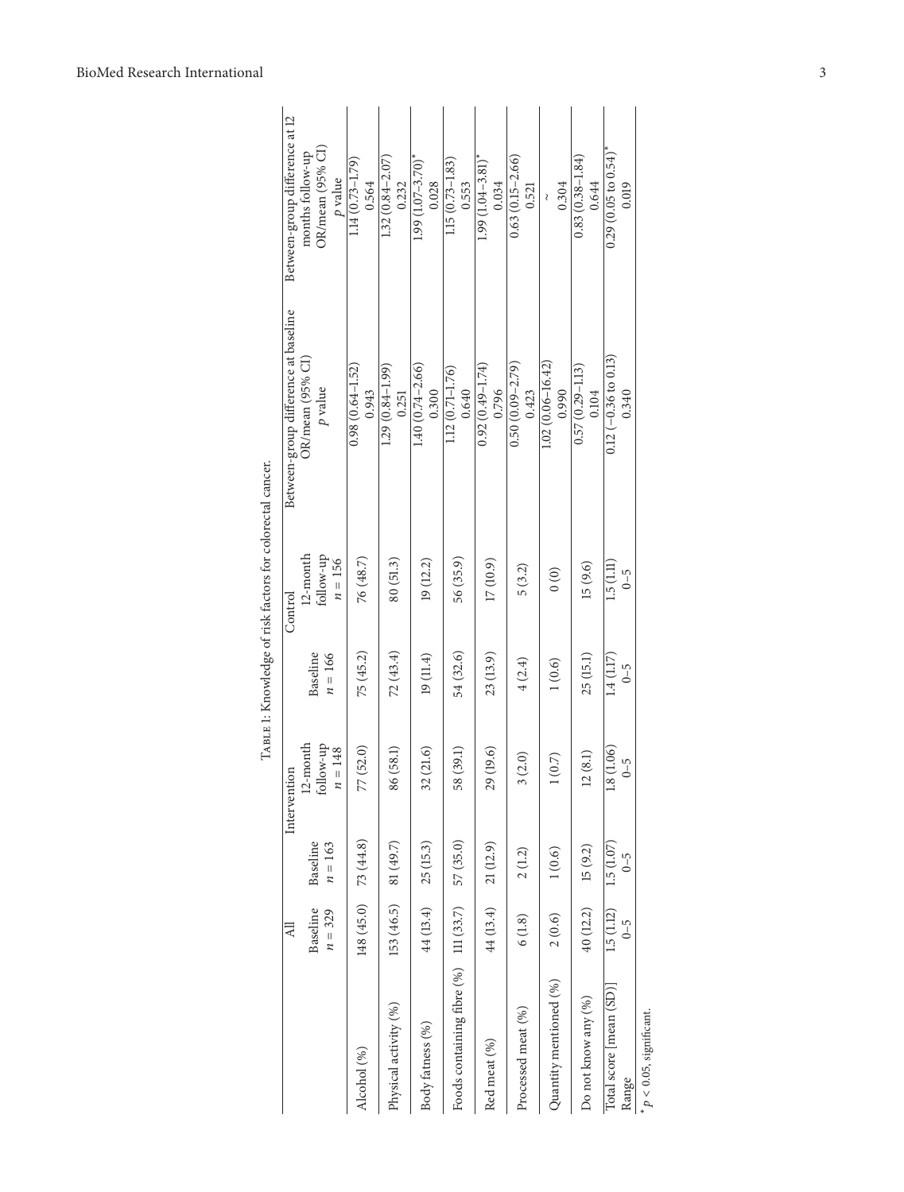Table 1: Knowledge of risk factors for colorectal cancer.

| | All | Intervention | | Control | | Between-group difference at baseline | Between-group difference at 12 months follow-up |
|---|---|---|---|---|---|---|---|
| | Baseline $n = 329$ | Baseline $n = 163$ | 12-month follow-up $n = 148$ | Baseline $n = 166$ | 12-month follow-up $n = 156$ | OR/mean (95% CI) $p$ value | OR/mean (95% CI) $p$ value |
| Alcohol (%) | 148 (45.0) | 73 (44.8) | 77 (52.0) | 75 (45.2) | 76 (48.7) | 0.98 (0.64–1.52) 0.943 | 1.14 (0.73–1.79) 0.564 |
| Physical activity (%) | 153 (46.5) | 81 (49.7) | 86 (58.1) | 72 (43.4) | 80 (51.3) | 1.29 (0.84–1.99) 0.251 | 1.32 (0.84–2.07) 0.232 |
| Body fatness (%) | 44 (13.4) | 25 (15.3) | 32 (21.6) | 19 (11.4) | 19 (12.2) | 1.40 (0.74–2.66) 0.300 | 1.99 (1.07–3.70)* 0.028 |
| Foods containing fibre (%) | 111 (33.7) | 57 (35.0) | 58 (39.1) | 54 (32.6) | 56 (35.9) | 1.12 (0.71–1.76) 0.640 | 1.15 (0.73–1.83) 0.553 |
| Red meat (%) | 44 (13.4) | 21 (12.9) | 29 (19.6) | 23 (13.9) | 17 (10.9) | 0.92 (0.49–1.74) 0.796 | 1.99 (1.04–3.81)* 0.034 |
| Processed meat (%) | 6 (1.8) | 2 (1.2) | 3 (2.0) | 4 (2.4) | 5 (3.2) | 0.50 (0.09–2.79) 0.423 | 0.63 (0.15–2.66) 0.521 |
| Quantity mentioned (%) | 2 (0.6) | 1 (0.6) | 1 (0.7) | 1 (0.6) | 0 (0) | 1.02 (0.06–16.42) 0.990 | ~ 0.304 |
| Do not know any (%) | 40 (12.2) | 15 (9.2) | 12 (8.1) | 25 (15.1) | 15 (9.6) | 0.57 (0.29–1.13) 0.104 | 0.83 (0.38–1.84) 0.644 |
| Total score [mean (SD)] Range | 1.5 (1.12) 0–5 | 1.5 (1.07) 0–5 | 1.8 (1.06) 0–5 | 1.4 (1.17) 0–5 | 1.5 (1.11) 0–5 | 0.12 (−0.36 to 0.13) 0.340 | 0.29 (0.05 to 0.54)* 0.019 |

*$p < 0.05$, significant.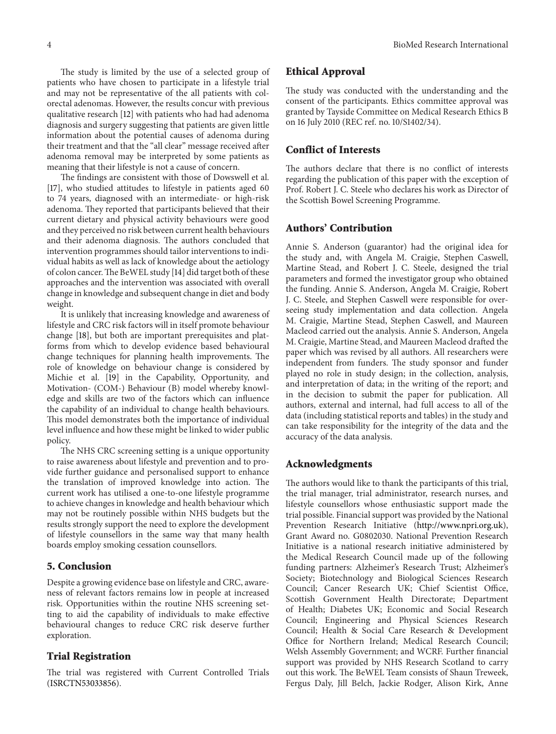The study is limited by the use of a selected group of patients who have chosen to participate in a lifestyle trial and may not be representative of the all patients with colorectal adenomas. However, the results concur with previous qualitative research [12] with patients who had had adenoma diagnosis and surgery suggesting that patients are given little information about the potential causes of adenoma during their treatment and that the "all clear" message received after adenoma removal may be interpreted by some patients as meaning that their lifestyle is not a cause of concern.

The findings are consistent with those of Dowswell et al. [17], who studied attitudes to lifestyle in patients aged 60 to 74 years, diagnosed with an intermediate- or high-risk adenoma. They reported that participants believed that their current dietary and physical activity behaviours were good and they perceived no risk between current health behaviours and their adenoma diagnosis. The authors concluded that intervention programmes should tailor interventions to individual habits as well as lack of knowledge about the aetiology of colon cancer. The BeWEL study [14] did target both of these approaches and the intervention was associated with overall change in knowledge and subsequent change in diet and body weight.

It is unlikely that increasing knowledge and awareness of lifestyle and CRC risk factors will in itself promote behaviour change [18], but both are important prerequisites and platforms from which to develop evidence based behavioural change techniques for planning health improvements. The role of knowledge on behaviour change is considered by Michie et al. [19] in the Capability, Opportunity, and Motivation- (COM-) Behaviour (B) model whereby knowledge and skills are two of the factors which can influence the capability of an individual to change health behaviours. This model demonstrates both the importance of individual level influence and how these might be linked to wider public policy.

The NHS CRC screening setting is a unique opportunity to raise awareness about lifestyle and prevention and to provide further guidance and personalised support to enhance the translation of improved knowledge into action. The current work has utilised a one-to-one lifestyle programme to achieve changes in knowledge and health behaviour which may not be routinely possible within NHS budgets but the results strongly support the need to explore the development of lifestyle counsellors in the same way that many health boards employ smoking cessation counsellors.

## 5. Conclusion

Despite a growing evidence base on lifestyle and CRC, awareness of relevant factors remains low in people at increased risk. Opportunities within the routine NHS screening setting to aid the capability of individuals to make effective behavioural changes to reduce CRC risk deserve further exploration.

## Trial Registration

The trial was registered with Current Controlled Trials (ISRCTN53033856).

## Ethical Approval

The study was conducted with the understanding and the consent of the participants. Ethics committee approval was granted by Tayside Committee on Medical Research Ethics B on 16 July 2010 (REC ref. no. 10/S1402/34).

## Conflict of Interests

The authors declare that there is no conflict of interests regarding the publication of this paper with the exception of Prof. Robert J. C. Steele who declares his work as Director of the Scottish Bowel Screening Programme.

## Authors' Contribution

Annie S. Anderson (guarantor) had the original idea for the study and, with Angela M. Craigie, Stephen Caswell, Martine Stead, and Robert J. C. Steele, designed the trial parameters and formed the investigator group who obtained the funding. Annie S. Anderson, Angela M. Craigie, Robert J. C. Steele, and Stephen Caswell were responsible for overseeing study implementation and data collection. Angela M. Craigie, Martine Stead, Stephen Caswell, and Maureen Macleod carried out the analysis. Annie S. Anderson, Angela M. Craigie, Martine Stead, and Maureen Macleod drafted the paper which was revised by all authors. All researchers were independent from funders. The study sponsor and funder played no role in study design; in the collection, analysis, and interpretation of data; in the writing of the report; and in the decision to submit the paper for publication. All authors, external and internal, had full access to all of the data (including statistical reports and tables) in the study and can take responsibility for the integrity of the data and the accuracy of the data analysis.

## Acknowledgments

The authors would like to thank the participants of this trial, the trial manager, trial administrator, research nurses, and lifestyle counsellors whose enthusiastic support made the trial possible. Financial support was provided by the National Prevention Research Initiative (http://www.npri.org.uk), Grant Award no. G0802030. National Prevention Research Initiative is a national research initiative administered by the Medical Research Council made up of the following funding partners: Alzheimer's Research Trust; Alzheimer's Society; Biotechnology and Biological Sciences Research Council; Cancer Research UK; Chief Scientist Office, Scottish Government Health Directorate; Department of Health; Diabetes UK; Economic and Social Research Council; Engineering and Physical Sciences Research Council; Health & Social Care Research & Development Office for Northern Ireland; Medical Research Council; Welsh Assembly Government; and WCRF. Further financial support was provided by NHS Research Scotland to carry out this work. The BeWEL Team consists of Shaun Treweek, Fergus Daly, Jill Belch, Jackie Rodger, Alison Kirk, Anne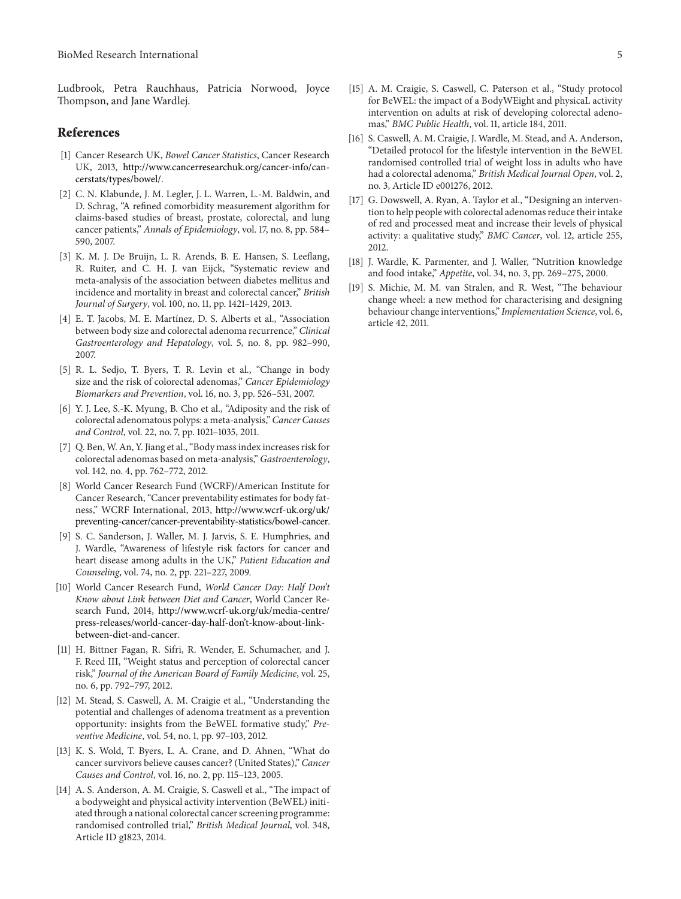Ludbrook, Petra Rauchhaus, Patricia Norwood, Joyce Thompson, and Jane Wardlej.

## References

[1] Cancer Research UK, *Bowel Cancer Statistics*, Cancer Research UK, 2013, http://www.cancerresearchuk.org/cancer-info/cancerstats/types/bowel/.

[2] C. N. Klabunde, J. M. Legler, J. L. Warren, L.-M. Baldwin, and D. Schrag, "A refined comorbidity measurement algorithm for claims-based studies of breast, prostate, colorectal, and lung cancer patients," *Annals of Epidemiology*, vol. 17, no. 8, pp. 584–590, 2007.

[3] K. M. J. De Bruijn, L. R. Arends, B. E. Hansen, S. Leeflang, R. Ruiter, and C. H. J. van Eijck, "Systematic review and meta-analysis of the association between diabetes mellitus and incidence and mortality in breast and colorectal cancer," *British Journal of Surgery*, vol. 100, no. 11, pp. 1421–1429, 2013.

[4] E. T. Jacobs, M. E. Martínez, D. S. Alberts et al., "Association between body size and colorectal adenoma recurrence," *Clinical Gastroenterology and Hepatology*, vol. 5, no. 8, pp. 982–990, 2007.

[5] R. L. Sedjo, T. Byers, T. R. Levin et al., "Change in body size and the risk of colorectal adenomas," *Cancer Epidemiology Biomarkers and Prevention*, vol. 16, no. 3, pp. 526–531, 2007.

[6] Y. J. Lee, S.-K. Myung, B. Cho et al., "Adiposity and the risk of colorectal adenomatous polyps: a meta-analysis," *Cancer Causes and Control*, vol. 22, no. 7, pp. 1021–1035, 2011.

[7] Q. Ben, W. An, Y. Jiang et al., "Body mass index increases risk for colorectal adenomas based on meta-analysis," *Gastroenterology*, vol. 142, no. 4, pp. 762–772, 2012.

[8] World Cancer Research Fund (WCRF)/American Institute for Cancer Research, "Cancer preventability estimates for body fatness," WCRF International, 2013, http://www.wcrf-uk.org/uk/preventing-cancer/cancer-preventability-statistics/bowel-cancer.

[9] S. C. Sanderson, J. Waller, M. J. Jarvis, S. E. Humphries, and J. Wardle, "Awareness of lifestyle risk factors for cancer and heart disease among adults in the UK," *Patient Education and Counseling*, vol. 74, no. 2, pp. 221–227, 2009.

[10] World Cancer Research Fund, *World Cancer Day: Half Don't Know about Link between Diet and Cancer*, World Cancer Research Fund, 2014, http://www.wcrf-uk.org/uk/media-centre/press-releases/world-cancer-day-half-don't-know-about-link-between-diet-and-cancer.

[11] H. Bittner Fagan, R. Sifri, R. Wender, E. Schumacher, and J. F. Reed III, "Weight status and perception of colorectal cancer risk," *Journal of the American Board of Family Medicine*, vol. 25, no. 6, pp. 792–797, 2012.

[12] M. Stead, S. Caswell, A. M. Craigie et al., "Understanding the potential and challenges of adenoma treatment as a prevention opportunity: insights from the BeWEL formative study," *Preventive Medicine*, vol. 54, no. 1, pp. 97–103, 2012.

[13] K. S. Wold, T. Byers, L. A. Crane, and D. Ahnen, "What do cancer survivors believe causes cancer? (United States)," *Cancer Causes and Control*, vol. 16, no. 2, pp. 115–123, 2005.

[14] A. S. Anderson, A. M. Craigie, S. Caswell et al., "The impact of a bodyweight and physical activity intervention (BeWEL) initiated through a national colorectal cancer screening programme: randomised controlled trial," *British Medical Journal*, vol. 348, Article ID g1823, 2014.

[15] A. M. Craigie, S. Caswell, C. Paterson et al., "Study protocol for BeWEL: the impact of a BodyWEight and physicaL activity intervention on adults at risk of developing colorectal adenomas," *BMC Public Health*, vol. 11, article 184, 2011.

[16] S. Caswell, A. M. Craigie, J. Wardle, M. Stead, and A. Anderson, "Detailed protocol for the lifestyle intervention in the BeWEL randomised controlled trial of weight loss in adults who have had a colorectal adenoma," *British Medical Journal Open*, vol. 2, no. 3, Article ID e001276, 2012.

[17] G. Dowswell, A. Ryan, A. Taylor et al., "Designing an intervention to help people with colorectal adenomas reduce their intake of red and processed meat and increase their levels of physical activity: a qualitative study," *BMC Cancer*, vol. 12, article 255, 2012.

[18] J. Wardle, K. Parmenter, and J. Waller, "Nutrition knowledge and food intake," *Appetite*, vol. 34, no. 3, pp. 269–275, 2000.

[19] S. Michie, M. M. van Stralen, and R. West, "The behaviour change wheel: a new method for characterising and designing behaviour change interventions," *Implementation Science*, vol. 6, article 42, 2011.